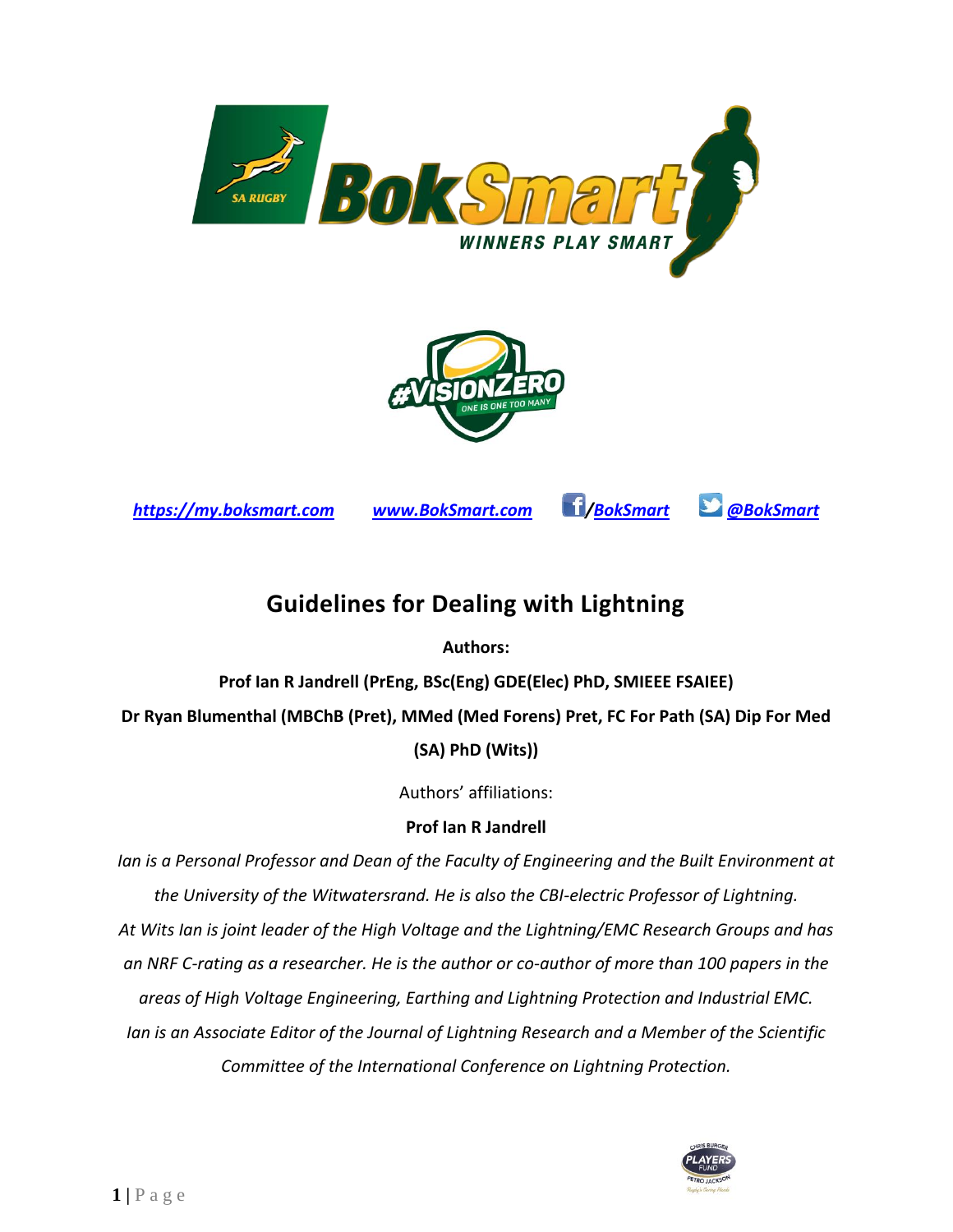[https://my.boksmart.com](https://my.boksmart.com)   [www.BokSmart.com](www.BokSmart.com)   /BokSmart   @BokSmart

# Guidelines for Dealing with Lightning

**Authors:**

**Prof Ian R Jandrell (PrEng, BSc(Eng) GDE(Elec) PhD, SMIEEE FSAIEE)**

**Dr Ryan Blumenthal (MBChB (Pret), MMed (Med Forens) Pret, FC For Path (SA) Dip For Med (SA) PhD (Wits))**

Authors' affiliations:

**Prof Ian R Jandrell**

*Ian is a Personal Professor and Dean of the Faculty of Engineering and the Built Environment at the University of the Witwatersrand. He is also the CBI-electric Professor of Lightning. At Wits Ian is joint leader of the High Voltage and the Lightning/EMC Research Groups and has an NRF C-rating as a researcher. He is the author or co-author of more than 100 papers in the areas of High Voltage Engineering, Earthing and Lightning Protection and Industrial EMC. Ian is an Associate Editor of the Journal of Lightning Research and a Member of the Scientific Committee of the International Conference on Lightning Protection.*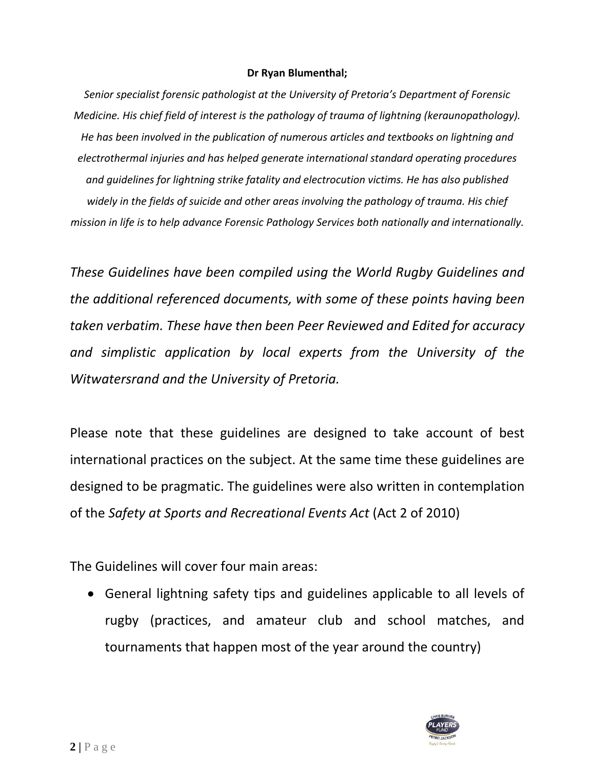**Dr Ryan Blumenthal;**

*Senior specialist forensic pathologist at the University of Pretoria's Department of Forensic Medicine. His chief field of interest is the pathology of trauma of lightning (keraunopathology). He has been involved in the publication of numerous articles and textbooks on lightning and electrothermal injuries and has helped generate international standard operating procedures and guidelines for lightning strike fatality and electrocution victims. He has also published widely in the fields of suicide and other areas involving the pathology of trauma. His chief mission in life is to help advance Forensic Pathology Services both nationally and internationally.*

*These Guidelines have been compiled using the World Rugby Guidelines and the additional referenced documents, with some of these points having been taken verbatim. These have then been Peer Reviewed and Edited for accuracy and simplistic application by local experts from the University of the Witwatersrand and the University of Pretoria.*

Please note that these guidelines are designed to take account of best international practices on the subject. At the same time these guidelines are designed to be pragmatic. The guidelines were also written in contemplation of the *Safety at Sports and Recreational Events Act* (Act 2 of 2010)

The Guidelines will cover four main areas:

- General lightning safety tips and guidelines applicable to all levels of rugby (practices, and amateur club and school matches, and tournaments that happen most of the year around the country)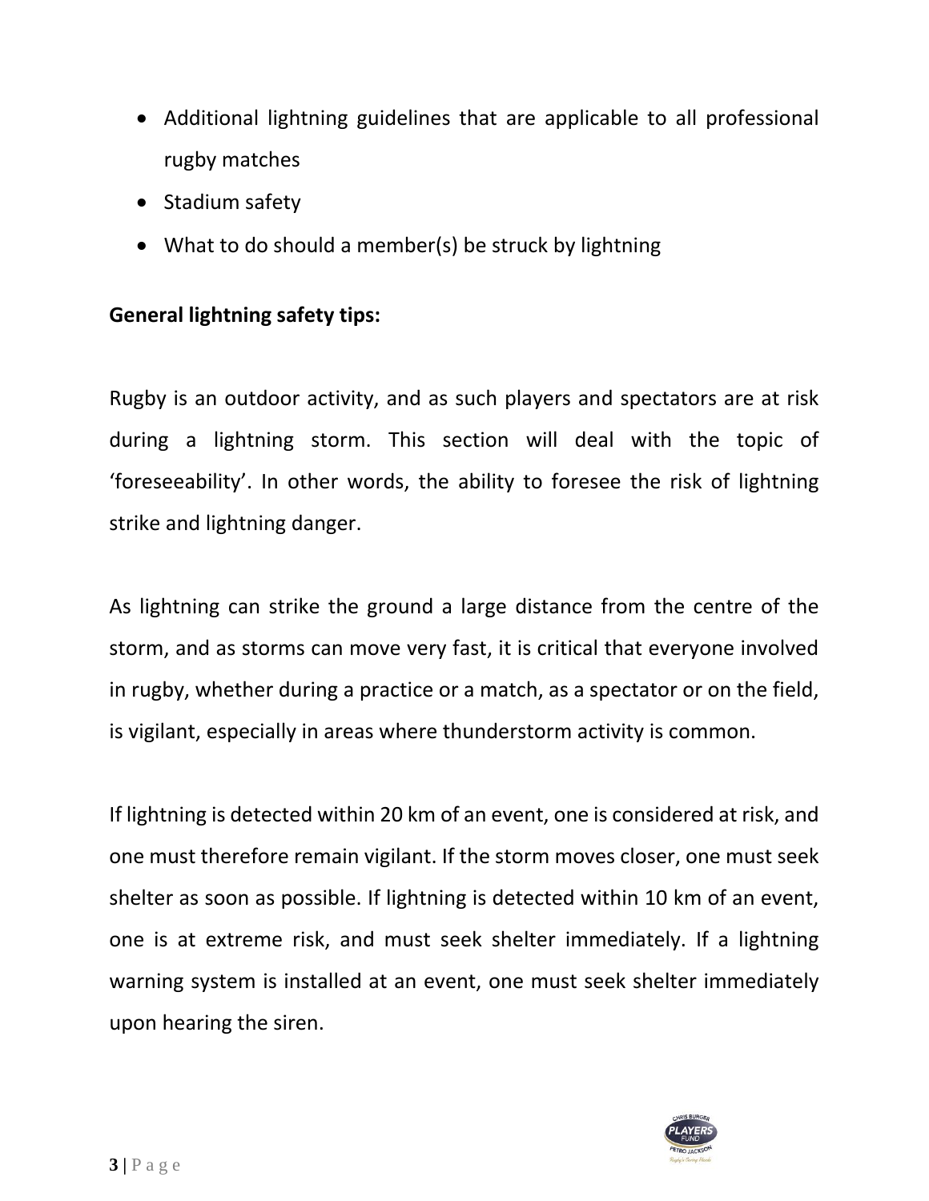- Additional lightning guidelines that are applicable to all professional rugby matches
- Stadium safety
- What to do should a member(s) be struck by lightning

**General lightning safety tips:**

Rugby is an outdoor activity, and as such players and spectators are at risk during a lightning storm. This section will deal with the topic of 'foreseeability'. In other words, the ability to foresee the risk of lightning strike and lightning danger.

As lightning can strike the ground a large distance from the centre of the storm, and as storms can move very fast, it is critical that everyone involved in rugby, whether during a practice or a match, as a spectator or on the field, is vigilant, especially in areas where thunderstorm activity is common.

If lightning is detected within 20 km of an event, one is considered at risk, and one must therefore remain vigilant. If the storm moves closer, one must seek shelter as soon as possible. If lightning is detected within 10 km of an event, one is at extreme risk, and must seek shelter immediately. If a lightning warning system is installed at an event, one must seek shelter immediately upon hearing the siren.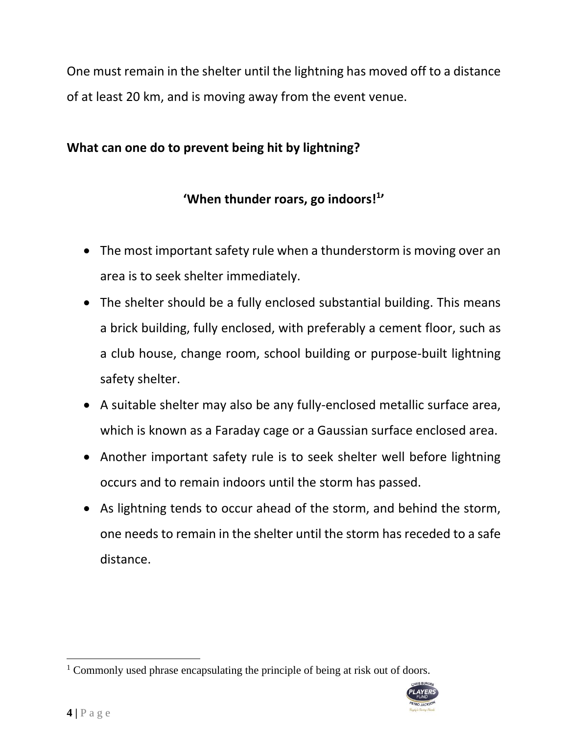One must remain in the shelter until the lightning has moved off to a distance of at least 20 km, and is moving away from the event venue.

**What can one do to prevent being hit by lightning?**

**'When thunder roars, go indoors![1]'**

- The most important safety rule when a thunderstorm is moving over an area is to seek shelter immediately.
- The shelter should be a fully enclosed substantial building. This means a brick building, fully enclosed, with preferably a cement floor, such as a club house, change room, school building or purpose-built lightning safety shelter.
- A suitable shelter may also be any fully-enclosed metallic surface area, which is known as a Faraday cage or a Gaussian surface enclosed area.
- Another important safety rule is to seek shelter well before lightning occurs and to remain indoors until the storm has passed.
- As lightning tends to occur ahead of the storm, and behind the storm, one needs to remain in the shelter until the storm has receded to a safe distance.

[1] Commonly used phrase encapsulating the principle of being at risk out of doors.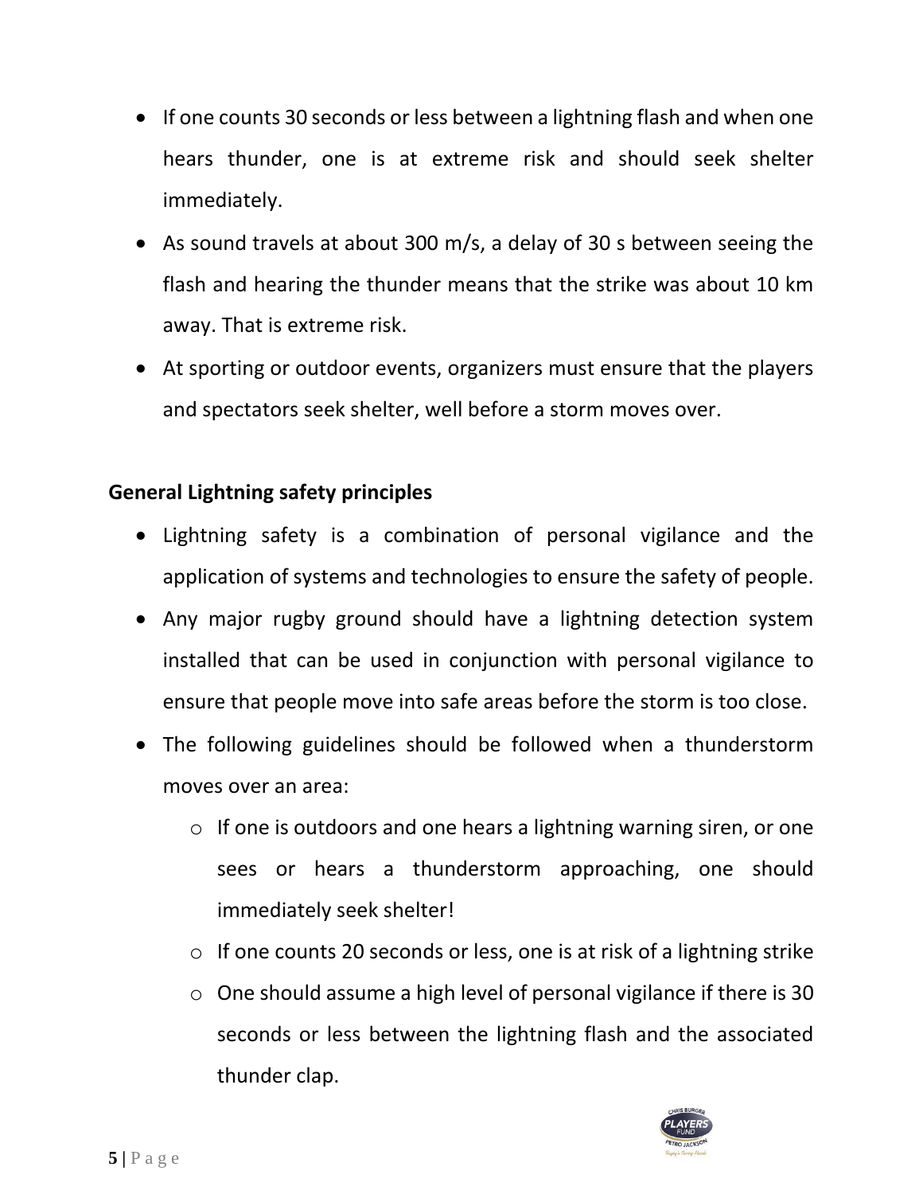- If one counts 30 seconds or less between a lightning flash and when one hears thunder, one is at extreme risk and should seek shelter immediately.
- As sound travels at about 300 m/s, a delay of 30 s between seeing the flash and hearing the thunder means that the strike was about 10 km away. That is extreme risk.
- At sporting or outdoor events, organizers must ensure that the players and spectators seek shelter, well before a storm moves over.

**General Lightning safety principles**

- Lightning safety is a combination of personal vigilance and the application of systems and technologies to ensure the safety of people.
- Any major rugby ground should have a lightning detection system installed that can be used in conjunction with personal vigilance to ensure that people move into safe areas before the storm is too close.
- The following guidelines should be followed when a thunderstorm moves over an area:
  - If one is outdoors and one hears a lightning warning siren, or one sees or hears a thunderstorm approaching, one should immediately seek shelter!
  - If one counts 20 seconds or less, one is at risk of a lightning strike
  - One should assume a high level of personal vigilance if there is 30 seconds or less between the lightning flash and the associated thunder clap.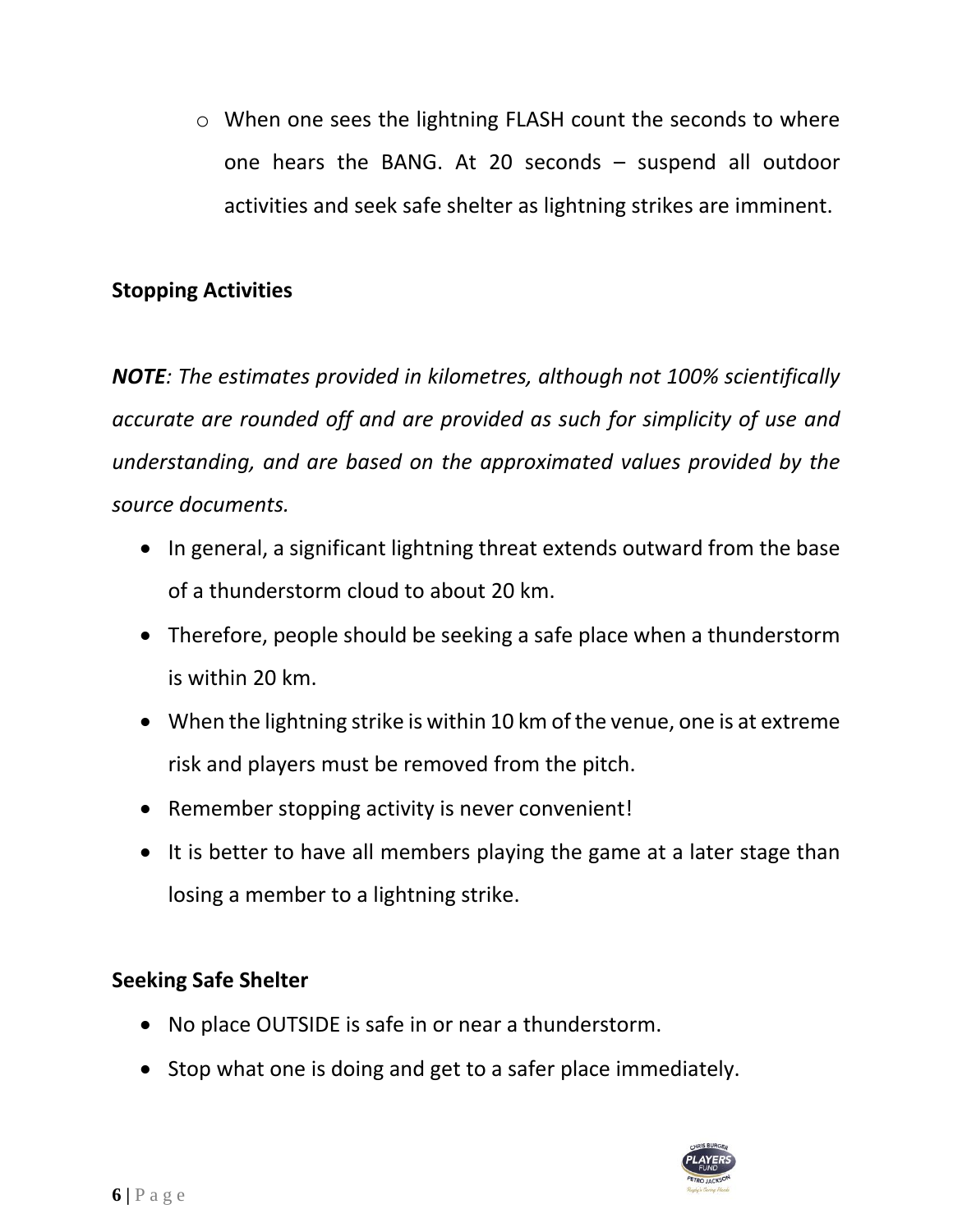- When one sees the lightning FLASH count the seconds to where one hears the BANG. At 20 seconds – suspend all outdoor activities and seek safe shelter as lightning strikes are imminent.

**Stopping Activities**

***NOTE****: The estimates provided in kilometres, although not 100% scientifically accurate are rounded off and are provided as such for simplicity of use and understanding, and are based on the approximated values provided by the source documents.*

- In general, a significant lightning threat extends outward from the base of a thunderstorm cloud to about 20 km.
- Therefore, people should be seeking a safe place when a thunderstorm is within 20 km.
- When the lightning strike is within 10 km of the venue, one is at extreme risk and players must be removed from the pitch.
- Remember stopping activity is never convenient!
- It is better to have all members playing the game at a later stage than losing a member to a lightning strike.

**Seeking Safe Shelter**

- No place OUTSIDE is safe in or near a thunderstorm.
- Stop what one is doing and get to a safer place immediately.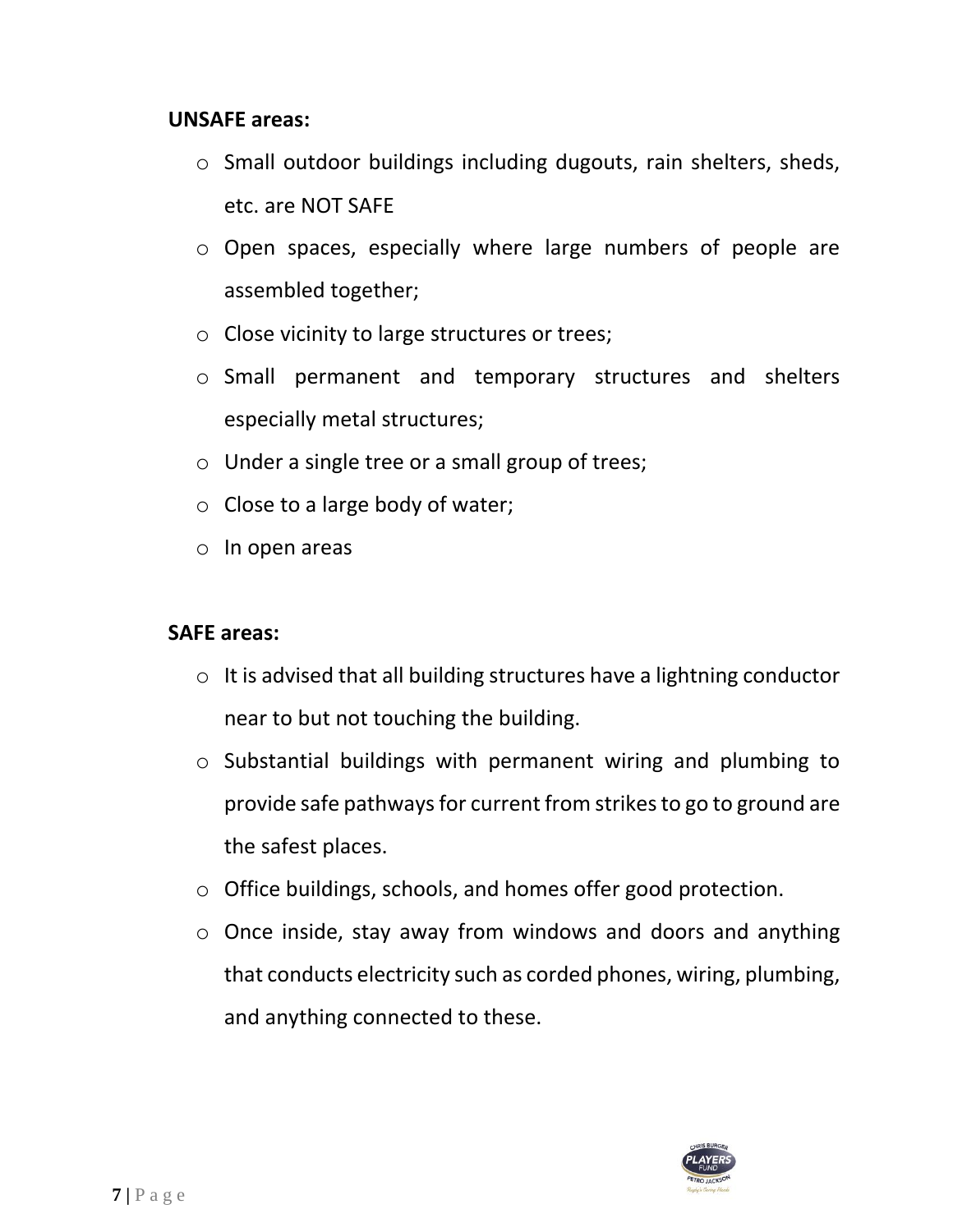**UNSAFE areas:**

- Small outdoor buildings including dugouts, rain shelters, sheds, etc. are NOT SAFE
- Open spaces, especially where large numbers of people are assembled together;
- Close vicinity to large structures or trees;
- Small permanent and temporary structures and shelters especially metal structures;
- Under a single tree or a small group of trees;
- Close to a large body of water;
- In open areas

**SAFE areas:**

- It is advised that all building structures have a lightning conductor near to but not touching the building.
- Substantial buildings with permanent wiring and plumbing to provide safe pathways for current from strikes to go to ground are the safest places.
- Office buildings, schools, and homes offer good protection.
- Once inside, stay away from windows and doors and anything that conducts electricity such as corded phones, wiring, plumbing, and anything connected to these.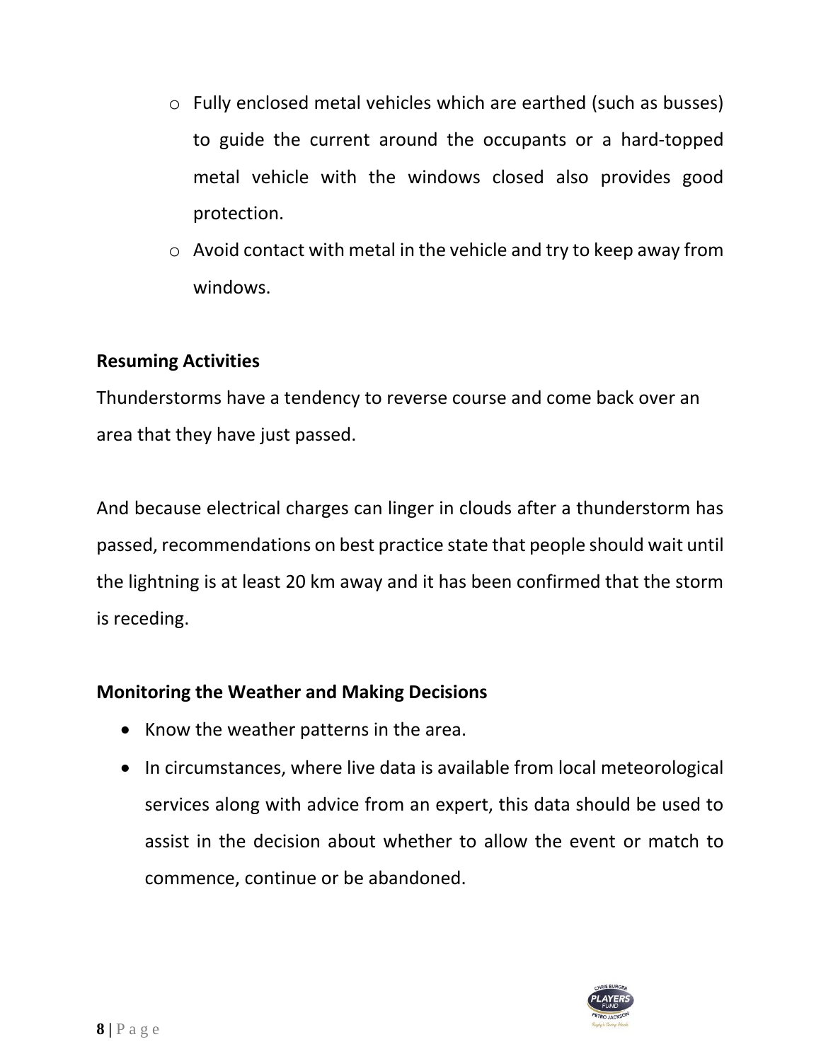- Fully enclosed metal vehicles which are earthed (such as busses) to guide the current around the occupants or a hard-topped metal vehicle with the windows closed also provides good protection.
- Avoid contact with metal in the vehicle and try to keep away from windows.

**Resuming Activities**

Thunderstorms have a tendency to reverse course and come back over an area that they have just passed.

And because electrical charges can linger in clouds after a thunderstorm has passed, recommendations on best practice state that people should wait until the lightning is at least 20 km away and it has been confirmed that the storm is receding.

**Monitoring the Weather and Making Decisions**

- Know the weather patterns in the area.
- In circumstances, where live data is available from local meteorological services along with advice from an expert, this data should be used to assist in the decision about whether to allow the event or match to commence, continue or be abandoned.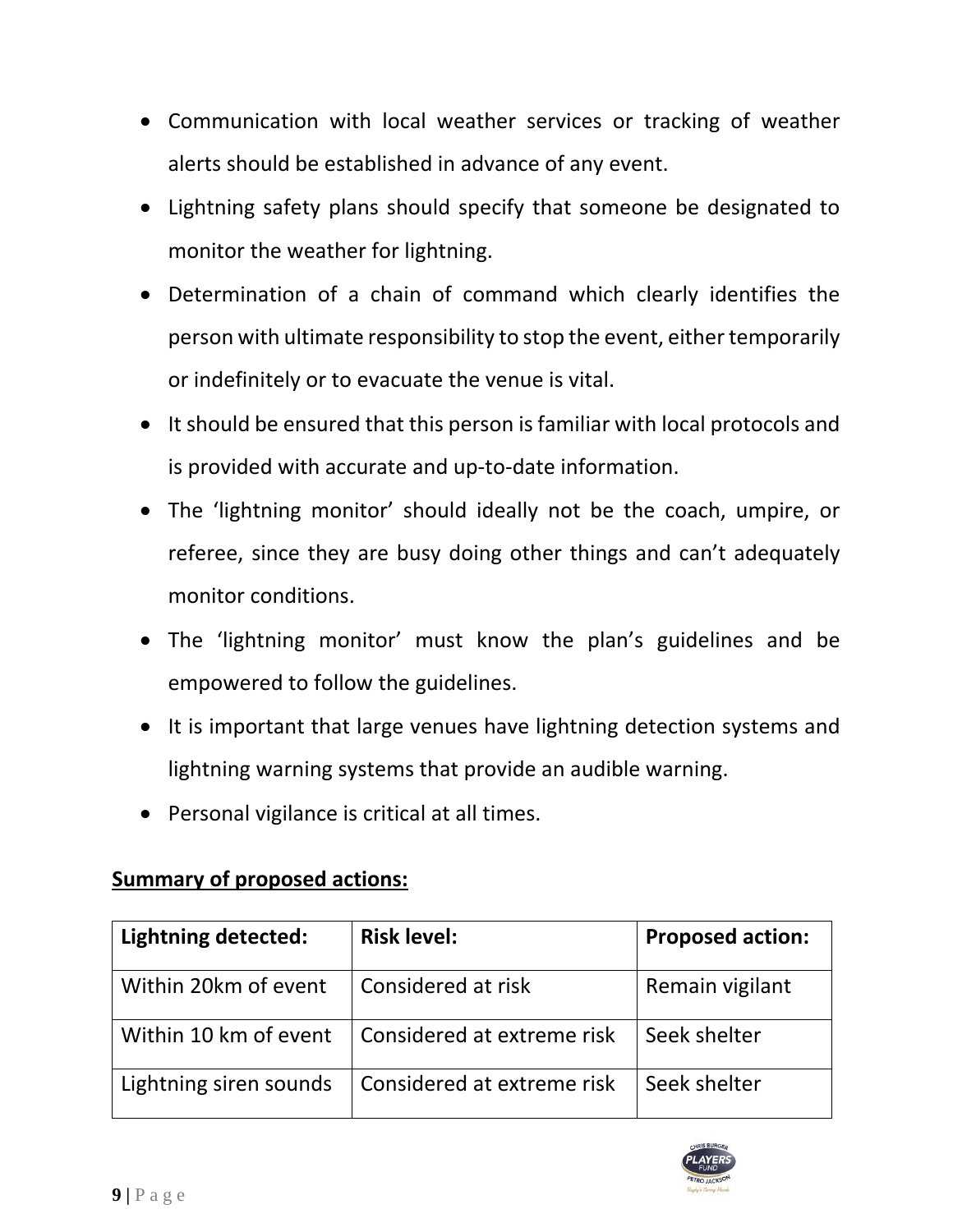- Communication with local weather services or tracking of weather alerts should be established in advance of any event.
- Lightning safety plans should specify that someone be designated to monitor the weather for lightning.
- Determination of a chain of command which clearly identifies the person with ultimate responsibility to stop the event, either temporarily or indefinitely or to evacuate the venue is vital.
- It should be ensured that this person is familiar with local protocols and is provided with accurate and up-to-date information.
- The 'lightning monitor' should ideally not be the coach, umpire, or referee, since they are busy doing other things and can't adequately monitor conditions.
- The 'lightning monitor' must know the plan's guidelines and be empowered to follow the guidelines.
- It is important that large venues have lightning detection systems and lightning warning systems that provide an audible warning.
- Personal vigilance is critical at all times.

**Summary of proposed actions:**

| **Lightning detected:** | **Risk level:** | **Proposed action:** |
|---|---|---|
| Within 20km of event | Considered at risk | Remain vigilant |
| Within 10 km of event | Considered at extreme risk | Seek shelter |
| Lightning siren sounds | Considered at extreme risk | Seek shelter |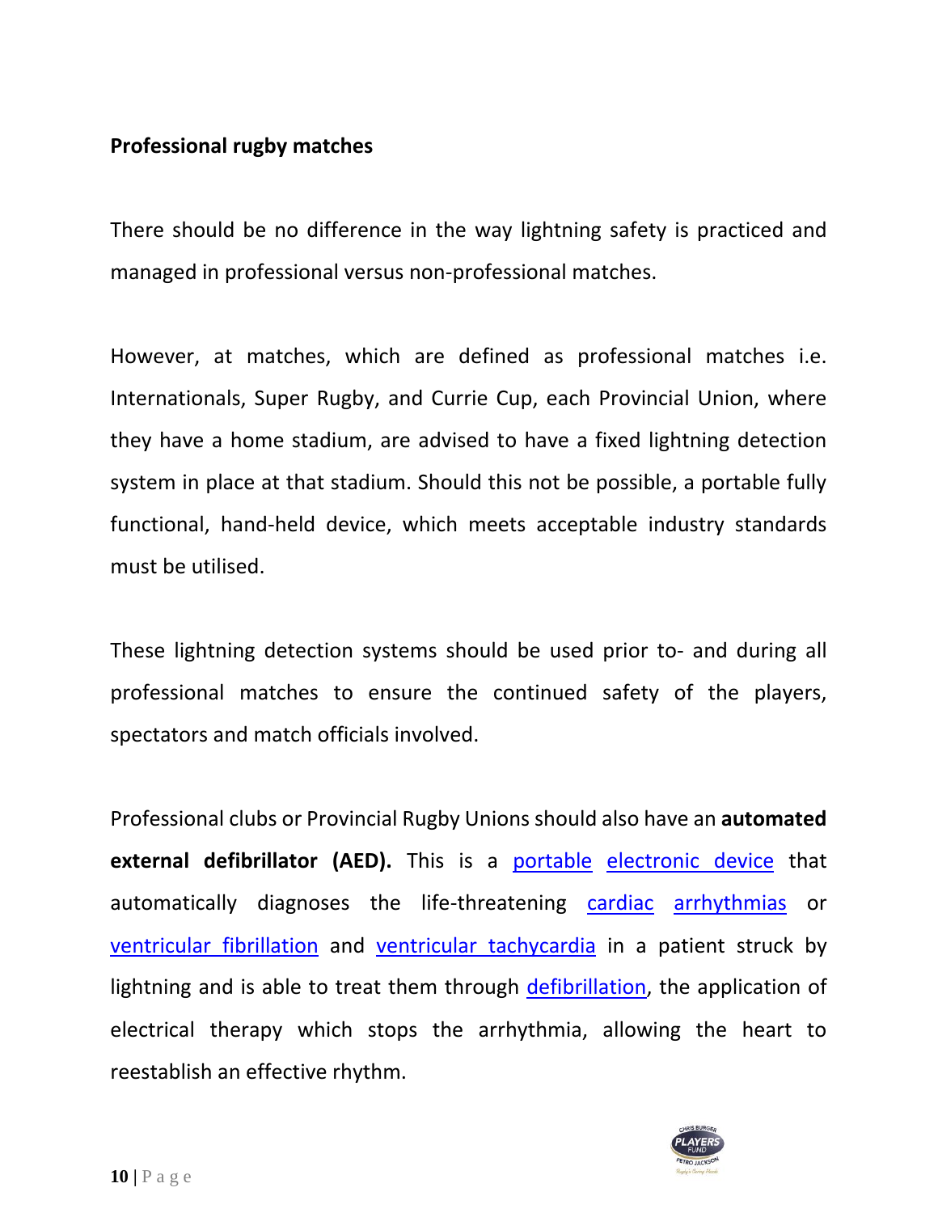**Professional rugby matches**

There should be no difference in the way lightning safety is practiced and managed in professional versus non-professional matches.

However, at matches, which are defined as professional matches i.e. Internationals, Super Rugby, and Currie Cup, each Provincial Union, where they have a home stadium, are advised to have a fixed lightning detection system in place at that stadium. Should this not be possible, a portable fully functional, hand-held device, which meets acceptable industry standards must be utilised.

These lightning detection systems should be used prior to- and during all professional matches to ensure the continued safety of the players, spectators and match officials involved.

Professional clubs or Provincial Rugby Unions should also have an **automated external defibrillator (AED).** This is a portable electronic device that automatically diagnoses the life-threatening cardiac arrhythmias or ventricular fibrillation and ventricular tachycardia in a patient struck by lightning and is able to treat them through defibrillation, the application of electrical therapy which stops the arrhythmia, allowing the heart to reestablish an effective rhythm.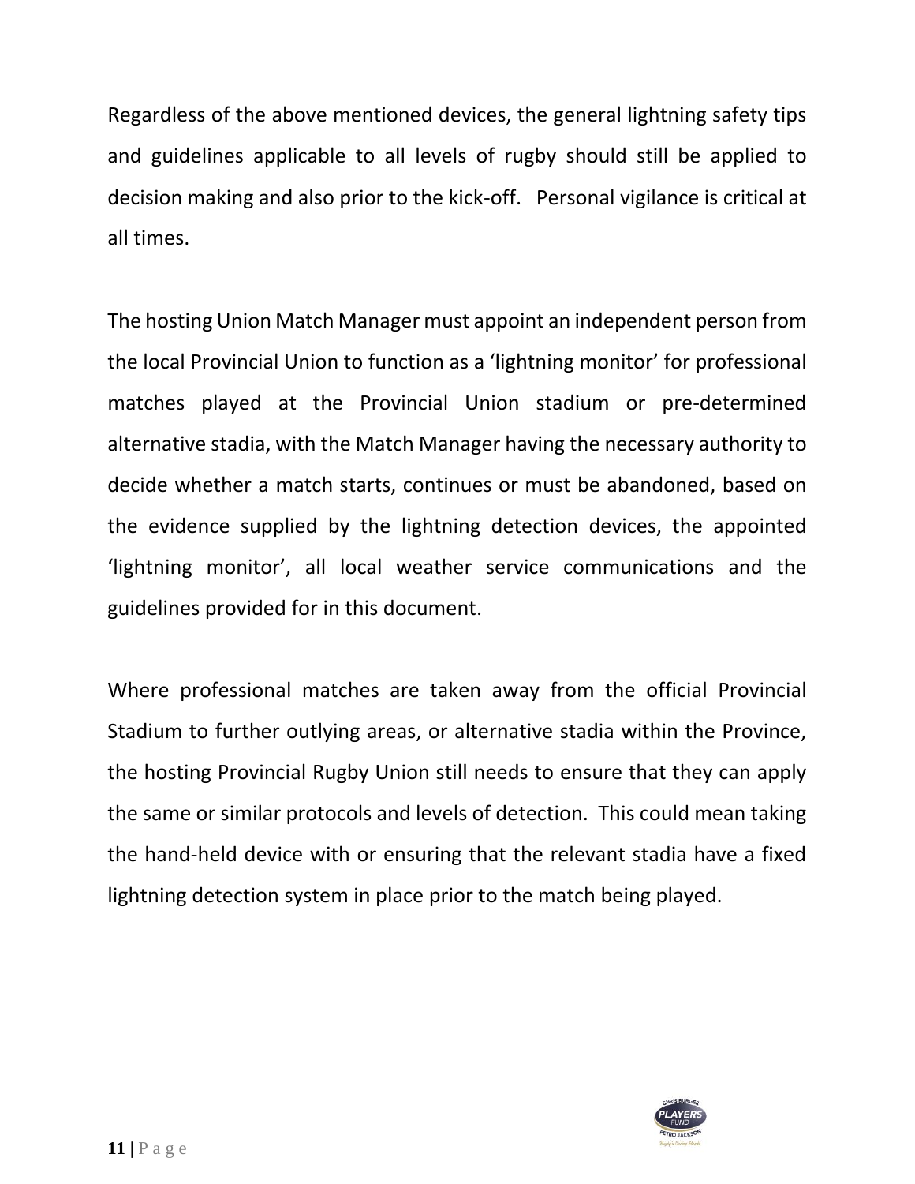Regardless of the above mentioned devices, the general lightning safety tips and guidelines applicable to all levels of rugby should still be applied to decision making and also prior to the kick-off. Personal vigilance is critical at all times.

The hosting Union Match Manager must appoint an independent person from the local Provincial Union to function as a 'lightning monitor' for professional matches played at the Provincial Union stadium or pre-determined alternative stadia, with the Match Manager having the necessary authority to decide whether a match starts, continues or must be abandoned, based on the evidence supplied by the lightning detection devices, the appointed 'lightning monitor', all local weather service communications and the guidelines provided for in this document.

Where professional matches are taken away from the official Provincial Stadium to further outlying areas, or alternative stadia within the Province, the hosting Provincial Rugby Union still needs to ensure that they can apply the same or similar protocols and levels of detection. This could mean taking the hand-held device with or ensuring that the relevant stadia have a fixed lightning detection system in place prior to the match being played.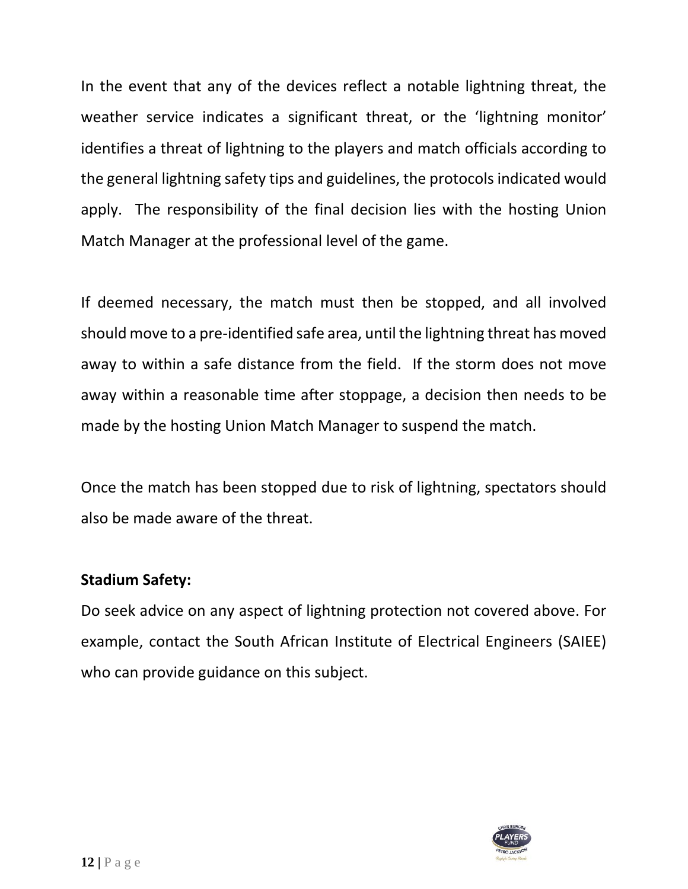In the event that any of the devices reflect a notable lightning threat, the weather service indicates a significant threat, or the 'lightning monitor' identifies a threat of lightning to the players and match officials according to the general lightning safety tips and guidelines, the protocols indicated would apply. The responsibility of the final decision lies with the hosting Union Match Manager at the professional level of the game.

If deemed necessary, the match must then be stopped, and all involved should move to a pre-identified safe area, until the lightning threat has moved away to within a safe distance from the field. If the storm does not move away within a reasonable time after stoppage, a decision then needs to be made by the hosting Union Match Manager to suspend the match.

Once the match has been stopped due to risk of lightning, spectators should also be made aware of the threat.

**Stadium Safety:**

Do seek advice on any aspect of lightning protection not covered above. For example, contact the South African Institute of Electrical Engineers (SAIEE) who can provide guidance on this subject.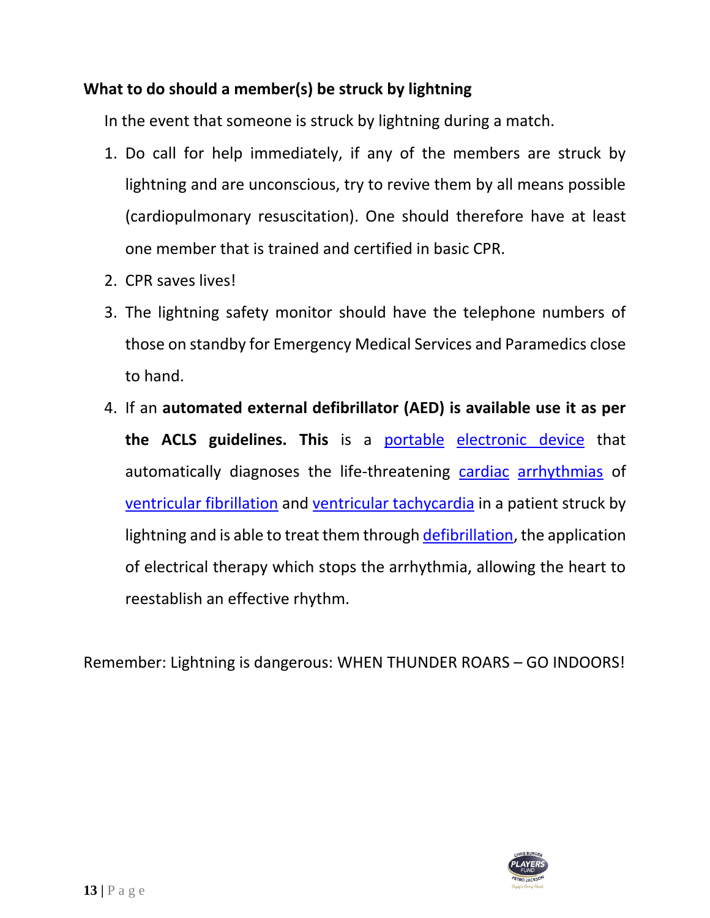### What to do should a member(s) be struck by lightning

In the event that someone is struck by lightning during a match.

1. Do call for help immediately, if any of the members are struck by lightning and are unconscious, try to revive them by all means possible (cardiopulmonary resuscitation). One should therefore have at least one member that is trained and certified in basic CPR.
2. CPR saves lives!
3. The lightning safety monitor should have the telephone numbers of those on standby for Emergency Medical Services and Paramedics close to hand.
4. If an **automated external defibrillator (AED) is available use it as per the ACLS guidelines. This** is a portable electronic device that automatically diagnoses the life-threatening cardiac arrhythmias of ventricular fibrillation and ventricular tachycardia in a patient struck by lightning and is able to treat them through defibrillation, the application of electrical therapy which stops the arrhythmia, allowing the heart to reestablish an effective rhythm.

Remember: Lightning is dangerous: WHEN THUNDER ROARS – GO INDOORS!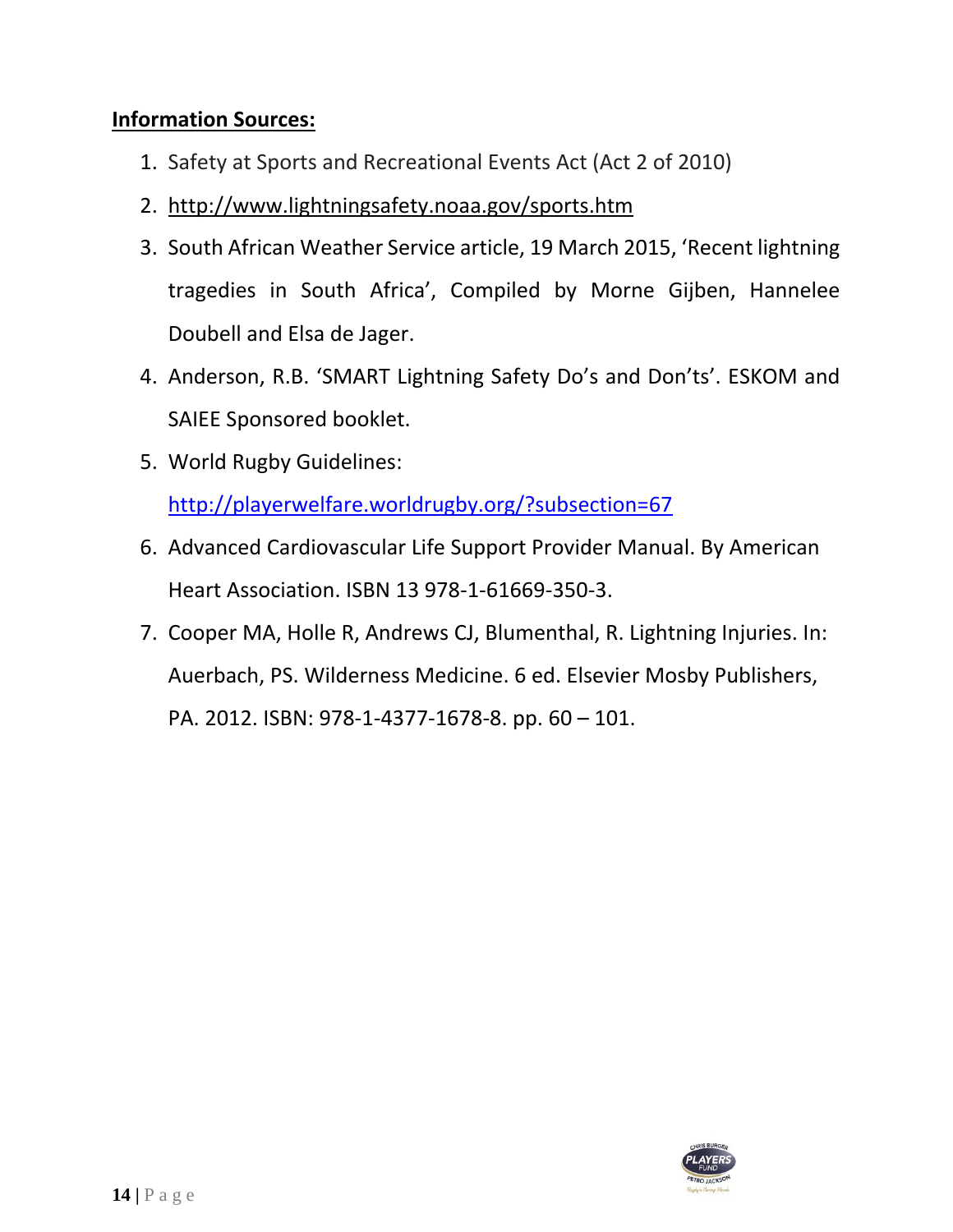**Information Sources:**

1. Safety at Sports and Recreational Events Act (Act 2 of 2010)
2. http://www.lightningsafety.noaa.gov/sports.htm
3. South African Weather Service article, 19 March 2015, 'Recent lightning tragedies in South Africa', Compiled by Morne Gijben, Hannelee Doubell and Elsa de Jager.
4. Anderson, R.B. 'SMART Lightning Safety Do's and Don'ts'. ESKOM and SAIEE Sponsored booklet.
5. World Rugby Guidelines: http://playerwelfare.worldrugby.org/?subsection=67
6. Advanced Cardiovascular Life Support Provider Manual. By American Heart Association. ISBN 13 978-1-61669-350-3.
7. Cooper MA, Holle R, Andrews CJ, Blumenthal, R. Lightning Injuries. In: Auerbach, PS. Wilderness Medicine. 6 ed. Elsevier Mosby Publishers, PA. 2012. ISBN: 978-1-4377-1678-8. pp. 60 – 101.